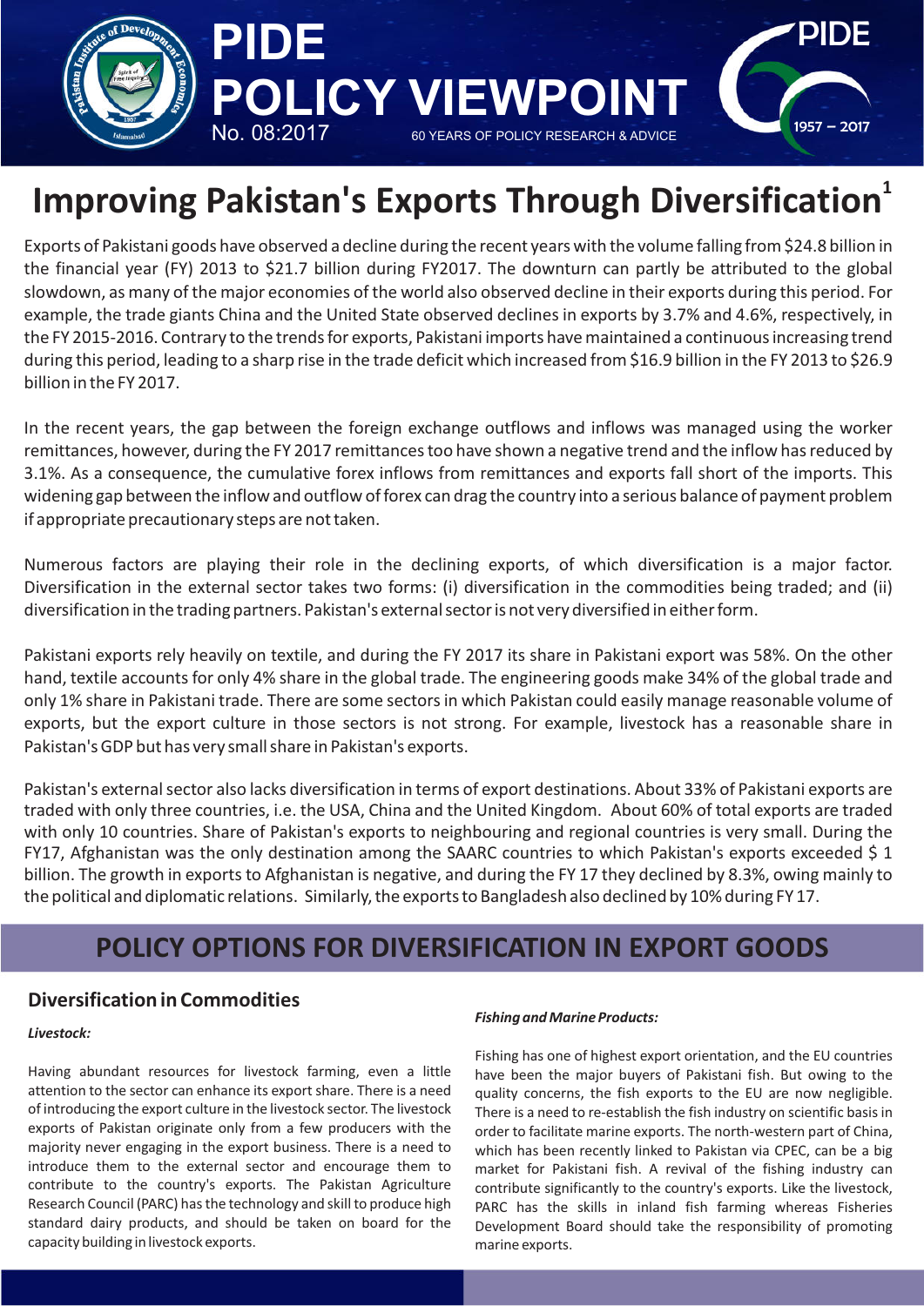PIDE POLICY VIEWPOINT

No. 08:2017

60 YEARS OF POLICY RESEARCH & ADVICE

# Improving Pakistan's Exports Through Diversification[1]

Exports of Pakistani goods have observed a decline during the recent years with the volume falling from $24.8 billion in the financial year (FY) 2013 to $21.7 billion during FY2017. The downturn can partly be attributed to the global slowdown, as many of the major economies of the world also observed decline in their exports during this period. For example, the trade giants China and the United State observed declines in exports by 3.7% and 4.6%, respectively, in the FY 2015-2016. Contrary to the trends for exports, Pakistani imports have maintained a continuous increasing trend during this period, leading to a sharp rise in the trade deficit which increased from $16.9 billion in the FY 2013 to $26.9 billion in the FY 2017.

In the recent years, the gap between the foreign exchange outflows and inflows was managed using the worker remittances, however, during the FY 2017 remittances too have shown a negative trend and the inflow has reduced by 3.1%. As a consequence, the cumulative forex inflows from remittances and exports fall short of the imports. This widening gap between the inflow and outflow of forex can drag the country into a serious balance of payment problem if appropriate precautionary steps are not taken.

Numerous factors are playing their role in the declining exports, of which diversification is a major factor. Diversification in the external sector takes two forms: (i) diversification in the commodities being traded; and (ii) diversification in the trading partners. Pakistan's external sector is not very diversified in either form.

Pakistani exports rely heavily on textile, and during the FY 2017 its share in Pakistani export was 58%. On the other hand, textile accounts for only 4% share in the global trade. The engineering goods make 34% of the global trade and only 1% share in Pakistani trade. There are some sectors in which Pakistan could easily manage reasonable volume of exports, but the export culture in those sectors is not strong. For example, livestock has a reasonable share in Pakistan's GDP but has very small share in Pakistan's exports.

Pakistan's external sector also lacks diversification in terms of export destinations. About 33% of Pakistani exports are traded with only three countries, i.e. the USA, China and the United Kingdom. About 60% of total exports are traded with only 10 countries. Share of Pakistan's exports to neighbouring and regional countries is very small. During the FY17, Afghanistan was the only destination among the SAARC countries to which Pakistan's exports exceeded $ 1 billion. The growth in exports to Afghanistan is negative, and during the FY 17 they declined by 8.3%, owing mainly to the political and diplomatic relations. Similarly, the exports to Bangladesh also declined by 10% during FY 17.

## POLICY OPTIONS FOR DIVERSIFICATION IN EXPORT GOODS

### Diversification in Commodities

***Livestock:***

Having abundant resources for livestock farming, even a little attention to the sector can enhance its export share. There is a need of introducing the export culture in the livestock sector. The livestock exports of Pakistan originate only from a few producers with the majority never engaging in the export business. There is a need to introduce them to the external sector and encourage them to contribute to the country's exports. The Pakistan Agriculture Research Council (PARC) has the technology and skill to produce high standard dairy products, and should be taken on board for the capacity building in livestock exports.

***Fishing and Marine Products:***

Fishing has one of highest export orientation, and the EU countries have been the major buyers of Pakistani fish. But owing to the quality concerns, the fish exports to the EU are now negligible. There is a need to re-establish the fish industry on scientific basis in order to facilitate marine exports. The north-western part of China, which has been recently linked to Pakistan via CPEC, can be a big market for Pakistani fish. A revival of the fishing industry can contribute significantly to the country's exports. Like the livestock, PARC has the skills in inland fish farming whereas Fisheries Development Board should take the responsibility of promoting marine exports.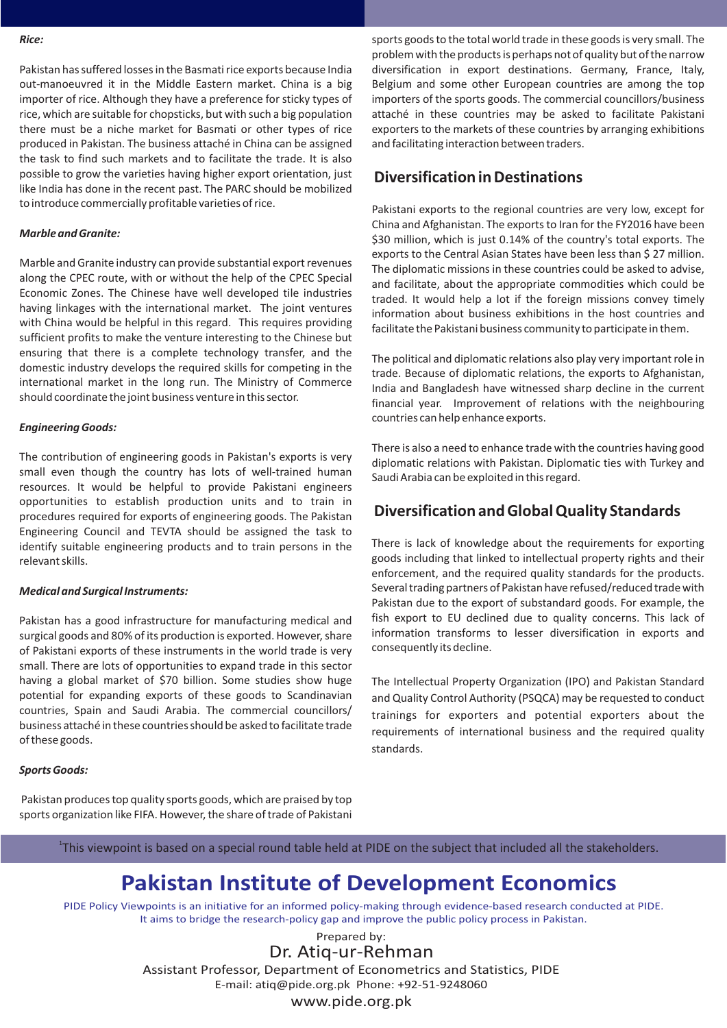***Rice:***

Pakistan has suffered losses in the Basmati rice exports because India out-manoeuvred it in the Middle Eastern market. China is a big importer of rice. Although they have a preference for sticky types of rice, which are suitable for chopsticks, but with such a big population there must be a niche market for Basmati or other types of rice produced in Pakistan. The business attaché in China can be assigned the task to find such markets and to facilitate the trade. It is also possible to grow the varieties having higher export orientation, just like India has done in the recent past. The PARC should be mobilized to introduce commercially profitable varieties of rice.

***Marble and Granite:***

Marble and Granite industry can provide substantial export revenues along the CPEC route, with or without the help of the CPEC Special Economic Zones. The Chinese have well developed tile industries having linkages with the international market. The joint ventures with China would be helpful in this regard. This requires providing sufficient profits to make the venture interesting to the Chinese but ensuring that there is a complete technology transfer, and the domestic industry develops the required skills for competing in the international market in the long run. The Ministry of Commerce should coordinate the joint business venture in this sector.

***Engineering Goods:***

The contribution of engineering goods in Pakistan's exports is very small even though the country has lots of well-trained human resources. It would be helpful to provide Pakistani engineers opportunities to establish production units and to train in procedures required for exports of engineering goods. The Pakistan Engineering Council and TEVTA should be assigned the task to identify suitable engineering products and to train persons in the relevant skills.

***Medical and Surgical Instruments:***

Pakistan has a good infrastructure for manufacturing medical and surgical goods and 80% of its production is exported. However, share of Pakistani exports of these instruments in the world trade is very small. There are lots of opportunities to expand trade in this sector having a global market of $70 billion. Some studies show huge potential for expanding exports of these goods to Scandinavian countries, Spain and Saudi Arabia. The commercial councillors/ business attaché in these countries should be asked to facilitate trade of these goods.

***Sports Goods:***

Pakistan produces top quality sports goods, which are praised by top sports organization like FIFA. However, the share of trade of Pakistani sports goods to the total world trade in these goods is very small. The problem with the products is perhaps not of quality but of the narrow diversification in export destinations. Germany, France, Italy, Belgium and some other European countries are among the top importers of the sports goods. The commercial councillors/business attaché in these countries may be asked to facilitate Pakistani exporters to the markets of these countries by arranging exhibitions and facilitating interaction between traders.

## Diversification in Destinations

Pakistani exports to the regional countries are very low, except for China and Afghanistan. The exports to Iran for the FY2016 have been $30 million, which is just 0.14% of the country's total exports. The exports to the Central Asian States have been less than $ 27 million. The diplomatic missions in these countries could be asked to advise, and facilitate, about the appropriate commodities which could be traded. It would help a lot if the foreign missions convey timely information about business exhibitions in the host countries and facilitate the Pakistani business community to participate in them.

The political and diplomatic relations also play very important role in trade. Because of diplomatic relations, the exports to Afghanistan, India and Bangladesh have witnessed sharp decline in the current financial year. Improvement of relations with the neighbouring countries can help enhance exports.

There is also a need to enhance trade with the countries having good diplomatic relations with Pakistan. Diplomatic ties with Turkey and Saudi Arabia can be exploited in this regard.

## Diversification and Global Quality Standards

There is lack of knowledge about the requirements for exporting goods including that linked to intellectual property rights and their enforcement, and the required quality standards for the products. Several trading partners of Pakistan have refused/reduced trade with Pakistan due to the export of substandard goods. For example, the fish export to EU declined due to quality concerns. This lack of information transforms to lesser diversification in exports and consequently its decline.

The Intellectual Property Organization (IPO) and Pakistan Standard and Quality Control Authority (PSQCA) may be requested to conduct trainings for exporters and potential exporters about the requirements of international business and the required quality standards.

[1]This viewpoint is based on a special round table held at PIDE on the subject that included all the stakeholders.

# Pakistan Institute of Development Economics

PIDE Policy Viewpoints is an initiative for an informed policy-making through evidence-based research conducted at PIDE. It aims to bridge the research-policy gap and improve the public policy process in Pakistan.

Prepared by:
Dr. Atiq-ur-Rehman
Assistant Professor, Department of Econometrics and Statistics, PIDE
E-mail: atiq@pide.org.pk Phone: +92-51-9248060

www.pide.org.pk